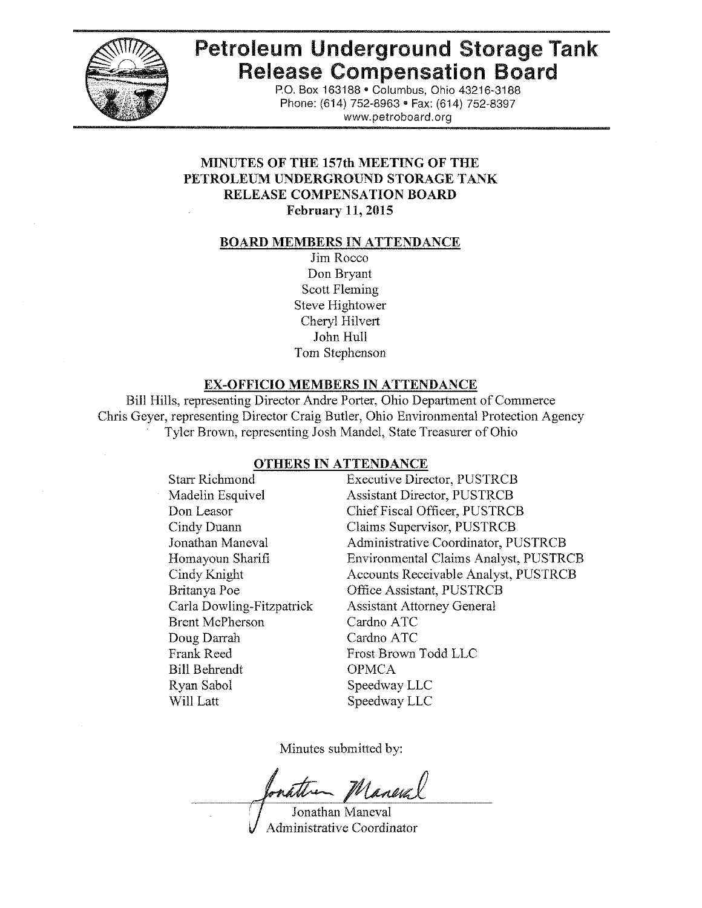# Petroleum Underground Storage Tank Release Compensation Board

P.O. Box 163188 • Columbus, Ohio 43216-3188
Phone: (614) 752-8963 • Fax: (614) 752-8397
www.petroboard.org

## MINUTES OF THE 157th MEETING OF THE PETROLEUM UNDERGROUND STORAGE TANK RELEASE COMPENSATION BOARD
**February 11, 2015**

### BOARD MEMBERS IN ATTENDANCE

Jim Rocco
Don Bryant
Scott Fleming
Steve Hightower
Cheryl Hilvert
John Hull
Tom Stephenson

### EX-OFFICIO MEMBERS IN ATTENDANCE

Bill Hills, representing Director Andre Porter, Ohio Department of Commerce
Chris Geyer, representing Director Craig Butler, Ohio Environmental Protection Agency
Tyler Brown, representing Josh Mandel, State Treasurer of Ohio

### OTHERS IN ATTENDANCE

| Name | Title/Affiliation |
|---|---|
| Starr Richmond | Executive Director, PUSTRCB |
| Madelin Esquivel | Assistant Director, PUSTRCB |
| Don Leasor | Chief Fiscal Officer, PUSTRCB |
| Cindy Duann | Claims Supervisor, PUSTRCB |
| Jonathan Maneval | Administrative Coordinator, PUSTRCB |
| Homayoun Sharifi | Environmental Claims Analyst, PUSTRCB |
| Cindy Knight | Accounts Receivable Analyst, PUSTRCB |
| Britanya Poe | Office Assistant, PUSTRCB |
| Carla Dowling-Fitzpatrick | Assistant Attorney General |
| Brent McPherson | Cardno ATC |
| Doug Darrah | Cardno ATC |
| Frank Reed | Frost Brown Todd LLC |
| Bill Behrendt | OPMCA |
| Ryan Sabol | Speedway LLC |
| Will Latt | Speedway LLC |

Minutes submitted by:

Jonathan Maneval
Administrative Coordinator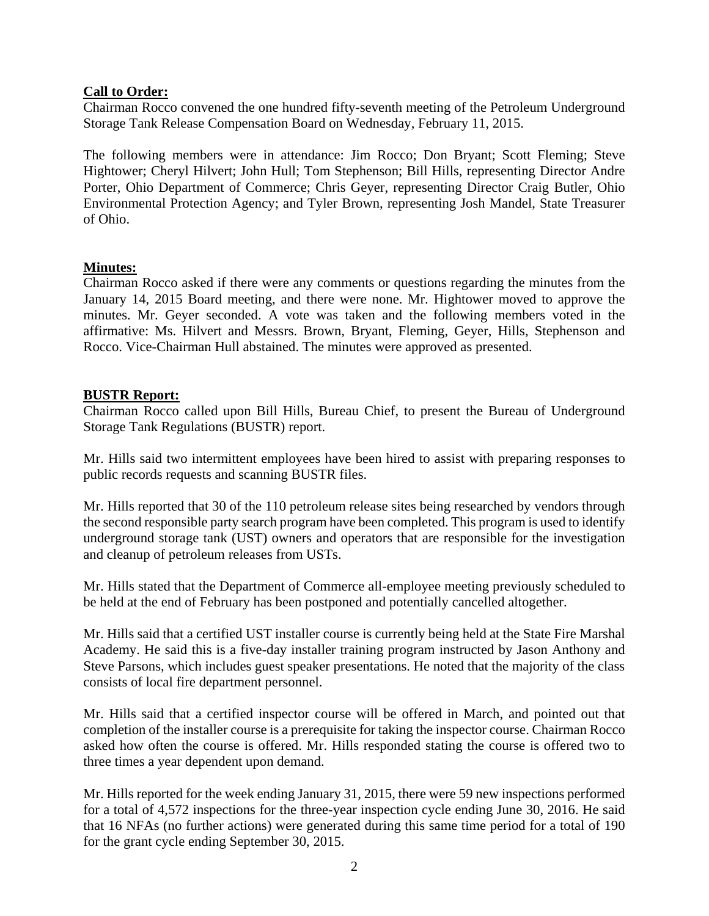**Call to Order:**

Chairman Rocco convened the one hundred fifty-seventh meeting of the Petroleum Underground Storage Tank Release Compensation Board on Wednesday, February 11, 2015.

The following members were in attendance: Jim Rocco; Don Bryant; Scott Fleming; Steve Hightower; Cheryl Hilvert; John Hull; Tom Stephenson; Bill Hills, representing Director Andre Porter, Ohio Department of Commerce; Chris Geyer, representing Director Craig Butler, Ohio Environmental Protection Agency; and Tyler Brown, representing Josh Mandel, State Treasurer of Ohio.

**Minutes:**

Chairman Rocco asked if there were any comments or questions regarding the minutes from the January 14, 2015 Board meeting, and there were none. Mr. Hightower moved to approve the minutes. Mr. Geyer seconded. A vote was taken and the following members voted in the affirmative: Ms. Hilvert and Messrs. Brown, Bryant, Fleming, Geyer, Hills, Stephenson and Rocco. Vice-Chairman Hull abstained. The minutes were approved as presented.

**BUSTR Report:**

Chairman Rocco called upon Bill Hills, Bureau Chief, to present the Bureau of Underground Storage Tank Regulations (BUSTR) report.

Mr. Hills said two intermittent employees have been hired to assist with preparing responses to public records requests and scanning BUSTR files.

Mr. Hills reported that 30 of the 110 petroleum release sites being researched by vendors through the second responsible party search program have been completed. This program is used to identify underground storage tank (UST) owners and operators that are responsible for the investigation and cleanup of petroleum releases from USTs.

Mr. Hills stated that the Department of Commerce all-employee meeting previously scheduled to be held at the end of February has been postponed and potentially cancelled altogether.

Mr. Hills said that a certified UST installer course is currently being held at the State Fire Marshal Academy. He said this is a five-day installer training program instructed by Jason Anthony and Steve Parsons, which includes guest speaker presentations. He noted that the majority of the class consists of local fire department personnel.

Mr. Hills said that a certified inspector course will be offered in March, and pointed out that completion of the installer course is a prerequisite for taking the inspector course. Chairman Rocco asked how often the course is offered. Mr. Hills responded stating the course is offered two to three times a year dependent upon demand.

Mr. Hills reported for the week ending January 31, 2015, there were 59 new inspections performed for a total of 4,572 inspections for the three-year inspection cycle ending June 30, 2016. He said that 16 NFAs (no further actions) were generated during this same time period for a total of 190 for the grant cycle ending September 30, 2015.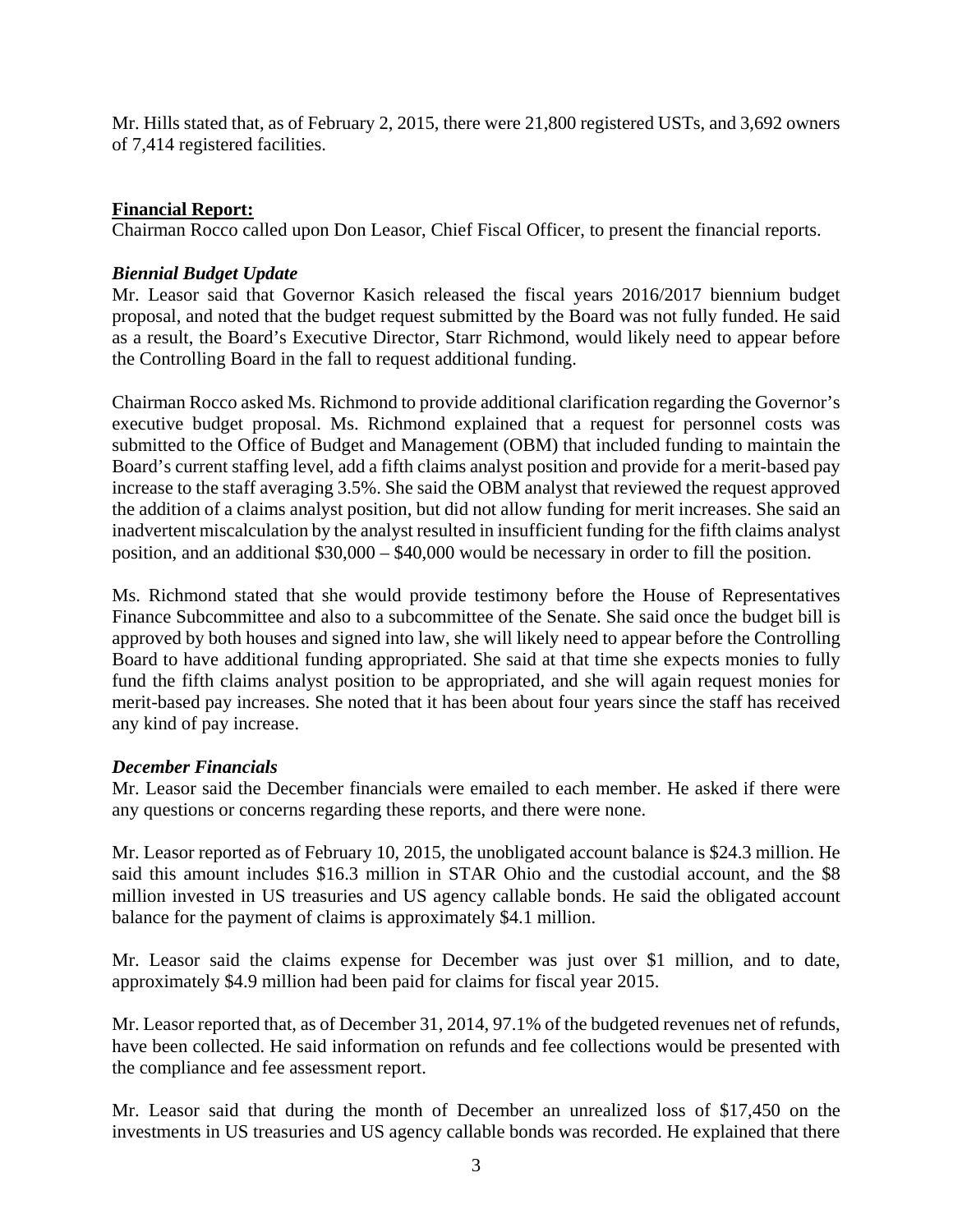Mr. Hills stated that, as of February 2, 2015, there were 21,800 registered USTs, and 3,692 owners of 7,414 registered facilities.

**Financial Report:**

Chairman Rocco called upon Don Leasor, Chief Fiscal Officer, to present the financial reports.

***Biennial Budget Update***

Mr. Leasor said that Governor Kasich released the fiscal years 2016/2017 biennium budget proposal, and noted that the budget request submitted by the Board was not fully funded. He said as a result, the Board's Executive Director, Starr Richmond, would likely need to appear before the Controlling Board in the fall to request additional funding.

Chairman Rocco asked Ms. Richmond to provide additional clarification regarding the Governor's executive budget proposal. Ms. Richmond explained that a request for personnel costs was submitted to the Office of Budget and Management (OBM) that included funding to maintain the Board's current staffing level, add a fifth claims analyst position and provide for a merit-based pay increase to the staff averaging 3.5%. She said the OBM analyst that reviewed the request approved the addition of a claims analyst position, but did not allow funding for merit increases. She said an inadvertent miscalculation by the analyst resulted in insufficient funding for the fifth claims analyst position, and an additional $30,000 – $40,000 would be necessary in order to fill the position.

Ms. Richmond stated that she would provide testimony before the House of Representatives Finance Subcommittee and also to a subcommittee of the Senate. She said once the budget bill is approved by both houses and signed into law, she will likely need to appear before the Controlling Board to have additional funding appropriated. She said at that time she expects monies to fully fund the fifth claims analyst position to be appropriated, and she will again request monies for merit-based pay increases. She noted that it has been about four years since the staff has received any kind of pay increase.

***December Financials***

Mr. Leasor said the December financials were emailed to each member. He asked if there were any questions or concerns regarding these reports, and there were none.

Mr. Leasor reported as of February 10, 2015, the unobligated account balance is $24.3 million. He said this amount includes $16.3 million in STAR Ohio and the custodial account, and the $8 million invested in US treasuries and US agency callable bonds. He said the obligated account balance for the payment of claims is approximately $4.1 million.

Mr. Leasor said the claims expense for December was just over $1 million, and to date, approximately $4.9 million had been paid for claims for fiscal year 2015.

Mr. Leasor reported that, as of December 31, 2014, 97.1% of the budgeted revenues net of refunds, have been collected. He said information on refunds and fee collections would be presented with the compliance and fee assessment report.

Mr. Leasor said that during the month of December an unrealized loss of $17,450 on the investments in US treasuries and US agency callable bonds was recorded. He explained that there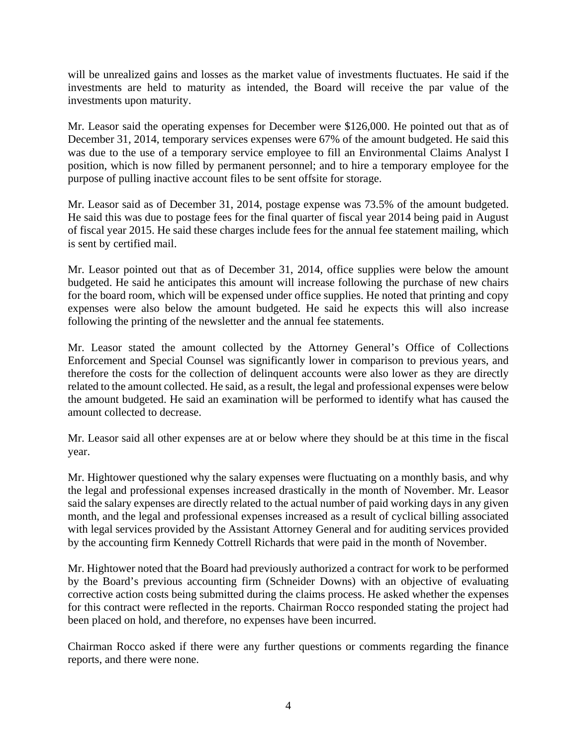will be unrealized gains and losses as the market value of investments fluctuates. He said if the investments are held to maturity as intended, the Board will receive the par value of the investments upon maturity.

Mr. Leasor said the operating expenses for December were $126,000. He pointed out that as of December 31, 2014, temporary services expenses were 67% of the amount budgeted. He said this was due to the use of a temporary service employee to fill an Environmental Claims Analyst I position, which is now filled by permanent personnel; and to hire a temporary employee for the purpose of pulling inactive account files to be sent offsite for storage.

Mr. Leasor said as of December 31, 2014, postage expense was 73.5% of the amount budgeted. He said this was due to postage fees for the final quarter of fiscal year 2014 being paid in August of fiscal year 2015. He said these charges include fees for the annual fee statement mailing, which is sent by certified mail.

Mr. Leasor pointed out that as of December 31, 2014, office supplies were below the amount budgeted. He said he anticipates this amount will increase following the purchase of new chairs for the board room, which will be expensed under office supplies. He noted that printing and copy expenses were also below the amount budgeted. He said he expects this will also increase following the printing of the newsletter and the annual fee statements.

Mr. Leasor stated the amount collected by the Attorney General's Office of Collections Enforcement and Special Counsel was significantly lower in comparison to previous years, and therefore the costs for the collection of delinquent accounts were also lower as they are directly related to the amount collected. He said, as a result, the legal and professional expenses were below the amount budgeted. He said an examination will be performed to identify what has caused the amount collected to decrease.

Mr. Leasor said all other expenses are at or below where they should be at this time in the fiscal year.

Mr. Hightower questioned why the salary expenses were fluctuating on a monthly basis, and why the legal and professional expenses increased drastically in the month of November. Mr. Leasor said the salary expenses are directly related to the actual number of paid working days in any given month, and the legal and professional expenses increased as a result of cyclical billing associated with legal services provided by the Assistant Attorney General and for auditing services provided by the accounting firm Kennedy Cottrell Richards that were paid in the month of November.

Mr. Hightower noted that the Board had previously authorized a contract for work to be performed by the Board's previous accounting firm (Schneider Downs) with an objective of evaluating corrective action costs being submitted during the claims process. He asked whether the expenses for this contract were reflected in the reports. Chairman Rocco responded stating the project had been placed on hold, and therefore, no expenses have been incurred.

Chairman Rocco asked if there were any further questions or comments regarding the finance reports, and there were none.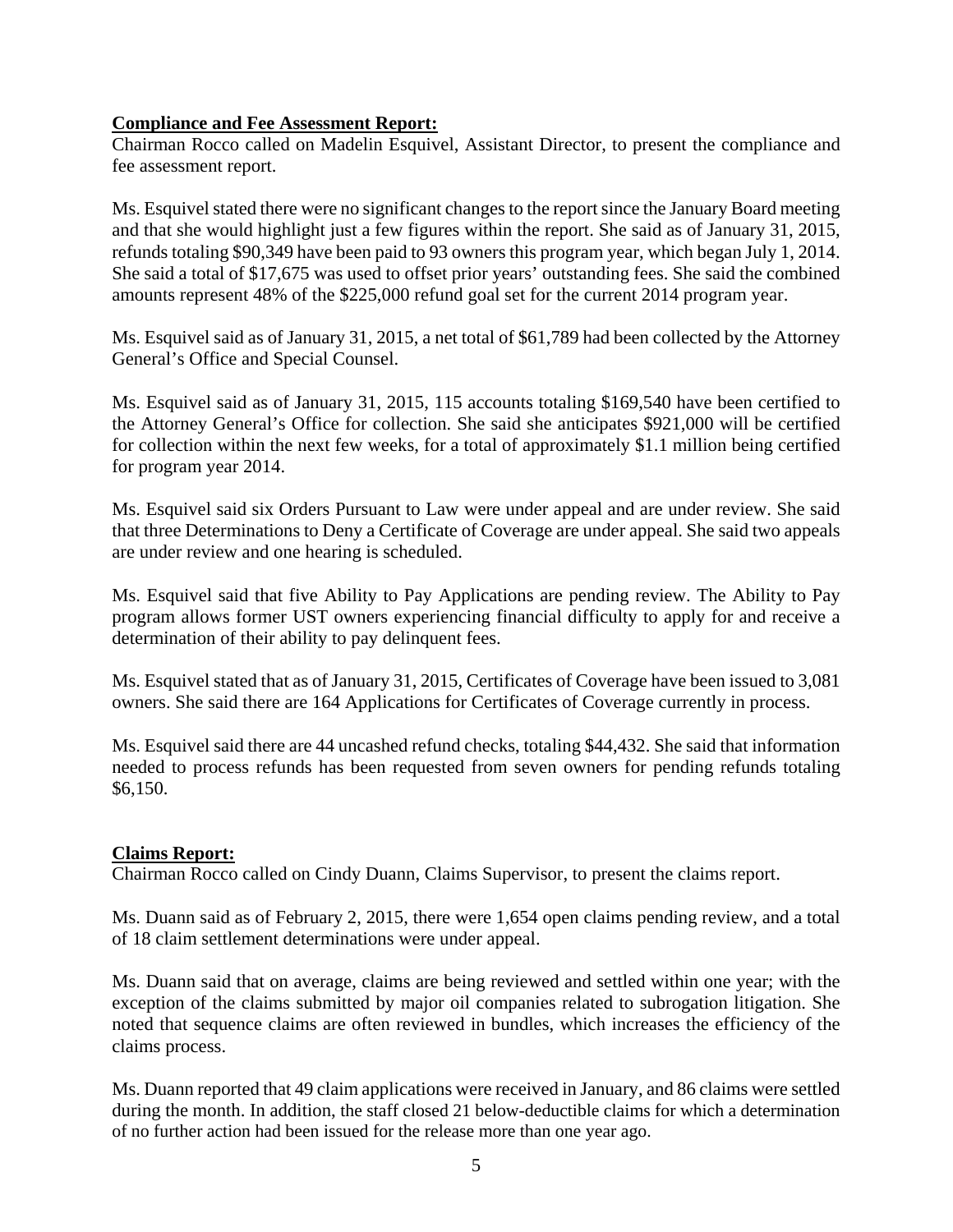**Compliance and Fee Assessment Report:**

Chairman Rocco called on Madelin Esquivel, Assistant Director, to present the compliance and fee assessment report.

Ms. Esquivel stated there were no significant changes to the report since the January Board meeting and that she would highlight just a few figures within the report. She said as of January 31, 2015, refunds totaling $90,349 have been paid to 93 owners this program year, which began July 1, 2014. She said a total of $17,675 was used to offset prior years' outstanding fees. She said the combined amounts represent 48% of the $225,000 refund goal set for the current 2014 program year.

Ms. Esquivel said as of January 31, 2015, a net total of $61,789 had been collected by the Attorney General's Office and Special Counsel.

Ms. Esquivel said as of January 31, 2015, 115 accounts totaling $169,540 have been certified to the Attorney General's Office for collection. She said she anticipates $921,000 will be certified for collection within the next few weeks, for a total of approximately $1.1 million being certified for program year 2014.

Ms. Esquivel said six Orders Pursuant to Law were under appeal and are under review. She said that three Determinations to Deny a Certificate of Coverage are under appeal. She said two appeals are under review and one hearing is scheduled.

Ms. Esquivel said that five Ability to Pay Applications are pending review. The Ability to Pay program allows former UST owners experiencing financial difficulty to apply for and receive a determination of their ability to pay delinquent fees.

Ms. Esquivel stated that as of January 31, 2015, Certificates of Coverage have been issued to 3,081 owners. She said there are 164 Applications for Certificates of Coverage currently in process.

Ms. Esquivel said there are 44 uncashed refund checks, totaling $44,432. She said that information needed to process refunds has been requested from seven owners for pending refunds totaling $6,150.

**Claims Report:**

Chairman Rocco called on Cindy Duann, Claims Supervisor, to present the claims report.

Ms. Duann said as of February 2, 2015, there were 1,654 open claims pending review, and a total of 18 claim settlement determinations were under appeal.

Ms. Duann said that on average, claims are being reviewed and settled within one year; with the exception of the claims submitted by major oil companies related to subrogation litigation. She noted that sequence claims are often reviewed in bundles, which increases the efficiency of the claims process.

Ms. Duann reported that 49 claim applications were received in January, and 86 claims were settled during the month. In addition, the staff closed 21 below-deductible claims for which a determination of no further action had been issued for the release more than one year ago.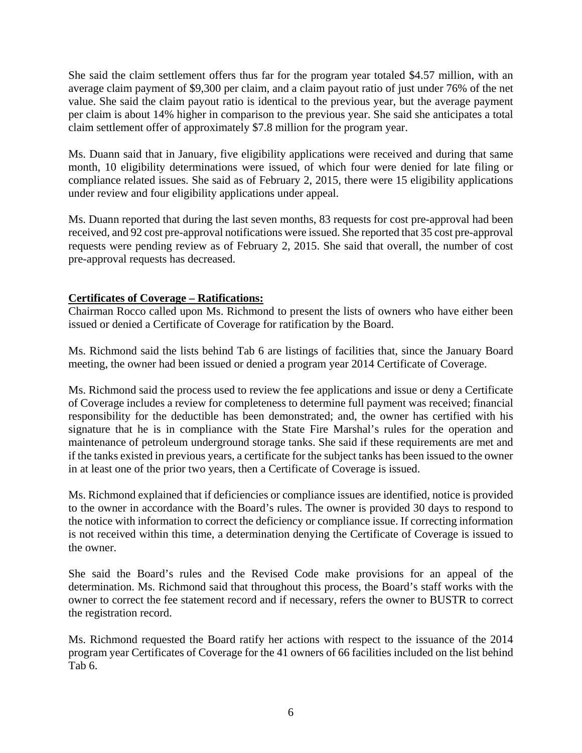She said the claim settlement offers thus far for the program year totaled $4.57 million, with an average claim payment of $9,300 per claim, and a claim payout ratio of just under 76% of the net value. She said the claim payout ratio is identical to the previous year, but the average payment per claim is about 14% higher in comparison to the previous year. She said she anticipates a total claim settlement offer of approximately $7.8 million for the program year.

Ms. Duann said that in January, five eligibility applications were received and during that same month, 10 eligibility determinations were issued, of which four were denied for late filing or compliance related issues. She said as of February 2, 2015, there were 15 eligibility applications under review and four eligibility applications under appeal.

Ms. Duann reported that during the last seven months, 83 requests for cost pre-approval had been received, and 92 cost pre-approval notifications were issued. She reported that 35 cost pre-approval requests were pending review as of February 2, 2015. She said that overall, the number of cost pre-approval requests has decreased.

**Certificates of Coverage – Ratifications:**

Chairman Rocco called upon Ms. Richmond to present the lists of owners who have either been issued or denied a Certificate of Coverage for ratification by the Board.

Ms. Richmond said the lists behind Tab 6 are listings of facilities that, since the January Board meeting, the owner had been issued or denied a program year 2014 Certificate of Coverage.

Ms. Richmond said the process used to review the fee applications and issue or deny a Certificate of Coverage includes a review for completeness to determine full payment was received; financial responsibility for the deductible has been demonstrated; and, the owner has certified with his signature that he is in compliance with the State Fire Marshal's rules for the operation and maintenance of petroleum underground storage tanks. She said if these requirements are met and if the tanks existed in previous years, a certificate for the subject tanks has been issued to the owner in at least one of the prior two years, then a Certificate of Coverage is issued.

Ms. Richmond explained that if deficiencies or compliance issues are identified, notice is provided to the owner in accordance with the Board's rules. The owner is provided 30 days to respond to the notice with information to correct the deficiency or compliance issue. If correcting information is not received within this time, a determination denying the Certificate of Coverage is issued to the owner.

She said the Board's rules and the Revised Code make provisions for an appeal of the determination. Ms. Richmond said that throughout this process, the Board's staff works with the owner to correct the fee statement record and if necessary, refers the owner to BUSTR to correct the registration record.

Ms. Richmond requested the Board ratify her actions with respect to the issuance of the 2014 program year Certificates of Coverage for the 41 owners of 66 facilities included on the list behind Tab 6.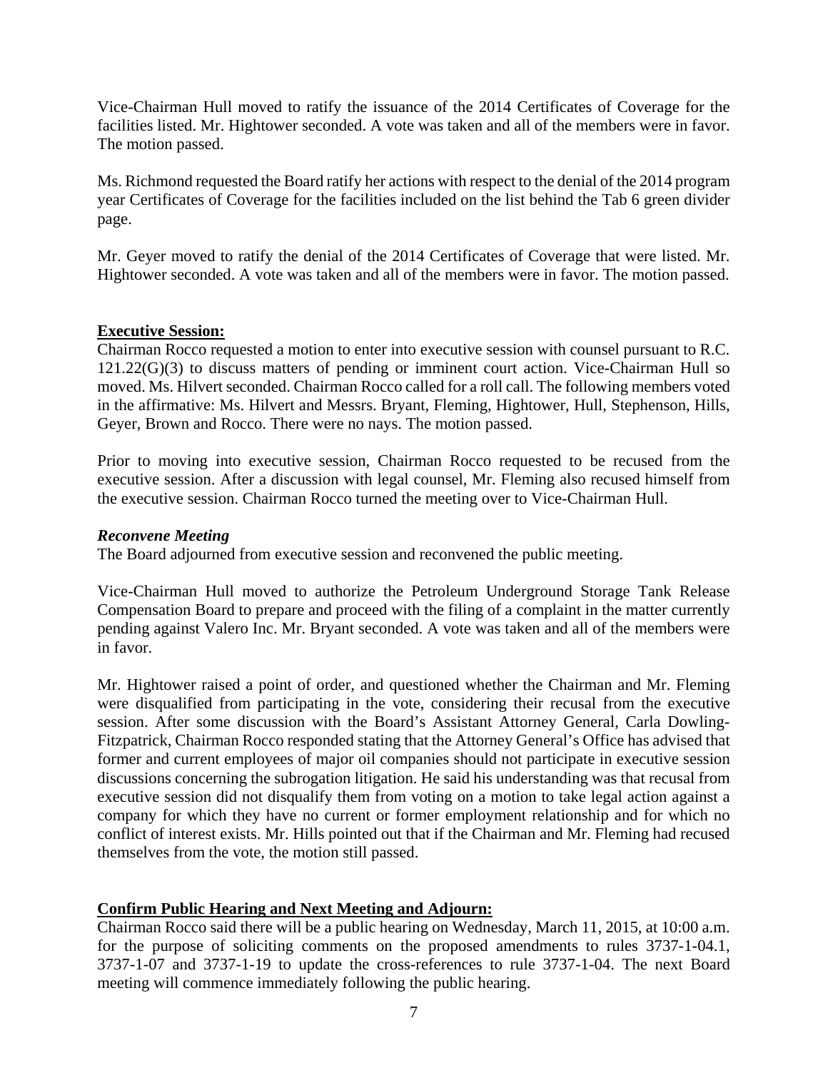Vice-Chairman Hull moved to ratify the issuance of the 2014 Certificates of Coverage for the facilities listed. Mr. Hightower seconded. A vote was taken and all of the members were in favor. The motion passed.

Ms. Richmond requested the Board ratify her actions with respect to the denial of the 2014 program year Certificates of Coverage for the facilities included on the list behind the Tab 6 green divider page.

Mr. Geyer moved to ratify the denial of the 2014 Certificates of Coverage that were listed. Mr. Hightower seconded. A vote was taken and all of the members were in favor. The motion passed.

**Executive Session:**

Chairman Rocco requested a motion to enter into executive session with counsel pursuant to R.C. 121.22(G)(3) to discuss matters of pending or imminent court action. Vice-Chairman Hull so moved. Ms. Hilvert seconded. Chairman Rocco called for a roll call. The following members voted in the affirmative: Ms. Hilvert and Messrs. Bryant, Fleming, Hightower, Hull, Stephenson, Hills, Geyer, Brown and Rocco. There were no nays. The motion passed.

Prior to moving into executive session, Chairman Rocco requested to be recused from the executive session. After a discussion with legal counsel, Mr. Fleming also recused himself from the executive session. Chairman Rocco turned the meeting over to Vice-Chairman Hull.

***Reconvene Meeting***

The Board adjourned from executive session and reconvened the public meeting.

Vice-Chairman Hull moved to authorize the Petroleum Underground Storage Tank Release Compensation Board to prepare and proceed with the filing of a complaint in the matter currently pending against Valero Inc. Mr. Bryant seconded. A vote was taken and all of the members were in favor.

Mr. Hightower raised a point of order, and questioned whether the Chairman and Mr. Fleming were disqualified from participating in the vote, considering their recusal from the executive session. After some discussion with the Board's Assistant Attorney General, Carla Dowling-Fitzpatrick, Chairman Rocco responded stating that the Attorney General's Office has advised that former and current employees of major oil companies should not participate in executive session discussions concerning the subrogation litigation. He said his understanding was that recusal from executive session did not disqualify them from voting on a motion to take legal action against a company for which they have no current or former employment relationship and for which no conflict of interest exists. Mr. Hills pointed out that if the Chairman and Mr. Fleming had recused themselves from the vote, the motion still passed.

**Confirm Public Hearing and Next Meeting and Adjourn:**

Chairman Rocco said there will be a public hearing on Wednesday, March 11, 2015, at 10:00 a.m. for the purpose of soliciting comments on the proposed amendments to rules 3737-1-04.1, 3737-1-07 and 3737-1-19 to update the cross-references to rule 3737-1-04. The next Board meeting will commence immediately following the public hearing.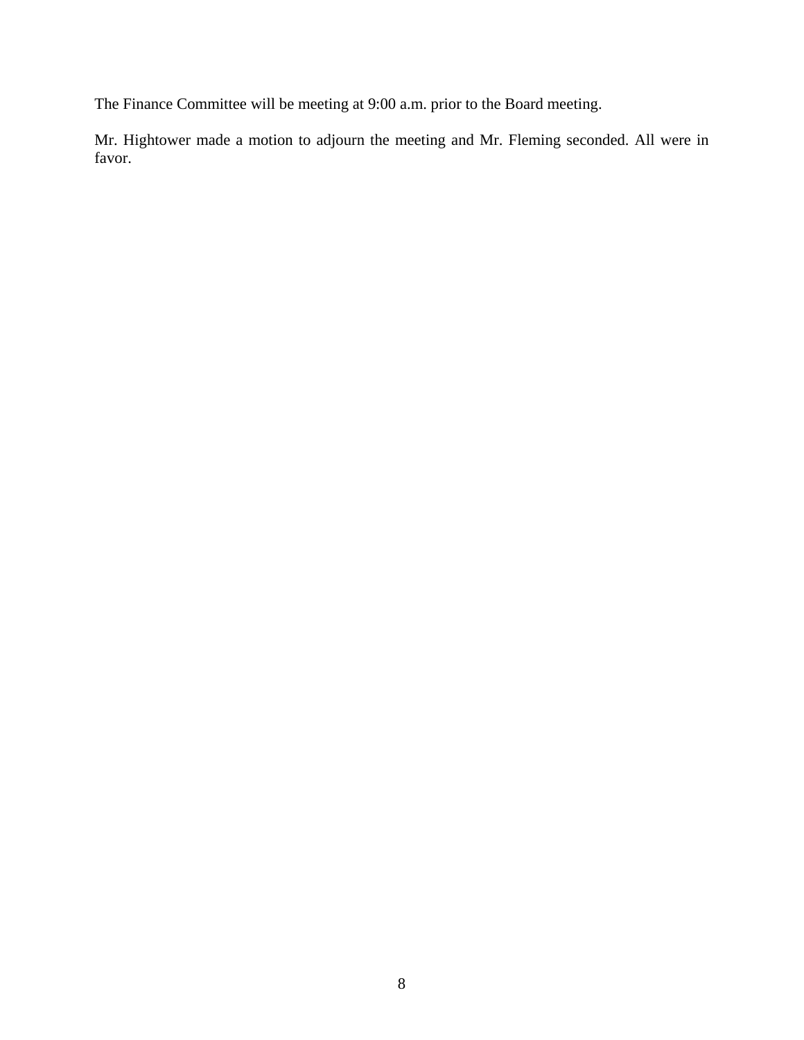The Finance Committee will be meeting at 9:00 a.m. prior to the Board meeting.

Mr. Hightower made a motion to adjourn the meeting and Mr. Fleming seconded. All were in favor.